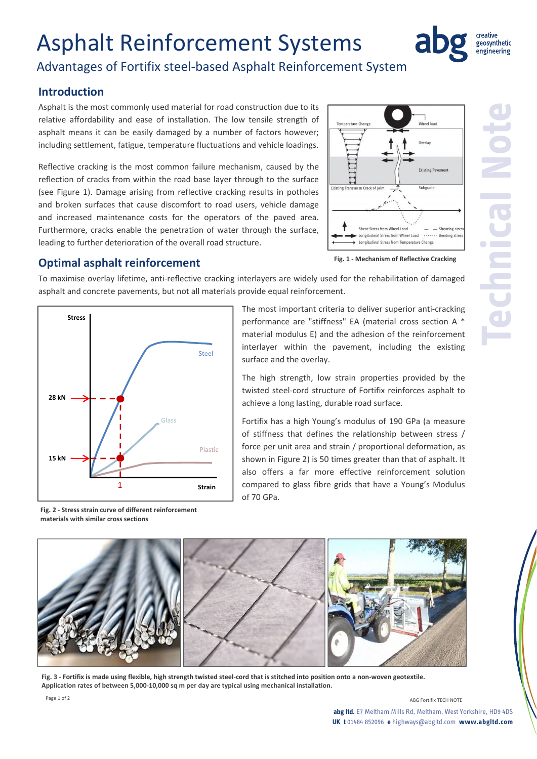# Asphalt Reinforcement Systems

## Advantages of Fortifix steel-based Asphalt Reinforcement System

## Introduction

Asphalt is the most commonly used material for road construction due to its relative affordability and ease of installation. The low tensile strength of asphalt means it can be easily damaged by a number of factors however; including settlement, fatigue, temperature fluctuations and vehicle loadings.

Reflective cracking is the most common failure mechanism, caused by the reflection of cracks from within the road base layer through to the surface (see Figure 1). Damage arising from reflective cracking results in potholes and broken surfaces that cause discomfort to road users, vehicle damage and increased maintenance costs for the operators of the paved area. Furthermore, cracks enable the penetration of water through the surface, leading to further deterioration of the overall road structure.

**Fig. 1 - Mechanism of Reflective Cracking**

## Optimal asphalt reinforcement

To maximise overlay lifetime, anti-reflective cracking interlayers are widely used for the rehabilitation of damaged asphalt and concrete pavements, but not all materials provide equal reinforcement.

The most important criteria to deliver superior anti-cracking performance are "stiffness" EA (material cross section A * material modulus E) and the adhesion of the reinforcement interlayer within the pavement, including the existing surface and the overlay.

The high strength, low strain properties provided by the twisted steel-cord structure of Fortifix reinforces asphalt to achieve a long lasting, durable road surface.

Fortifix has a high Young's modulus of 190 GPa (a measure of stiffness that defines the relationship between stress / force per unit area and strain / proportional deformation, as shown in Figure 2) is 50 times greater than that of asphalt. It also offers a far more effective reinforcement solution compared to glass fibre grids that have a Young's Modulus of 70 GPa.

**Fig. 2 - Stress strain curve of different reinforcement materials with similar cross sections**

**Fig. 3 - Fortifix is made using flexible, high strength twisted steel-cord that is stitched into position onto a non-woven geotextile. Application rates of between 5,000-10,000 sq m per day are typical using mechanical installation.**

**abg ltd.** E7 Meltham Mills Rd, Meltham, West Yorkshire, HD9 4DS
**UK t** 01484 852096 **e** highways@abgltd.com **www.abgltd.com**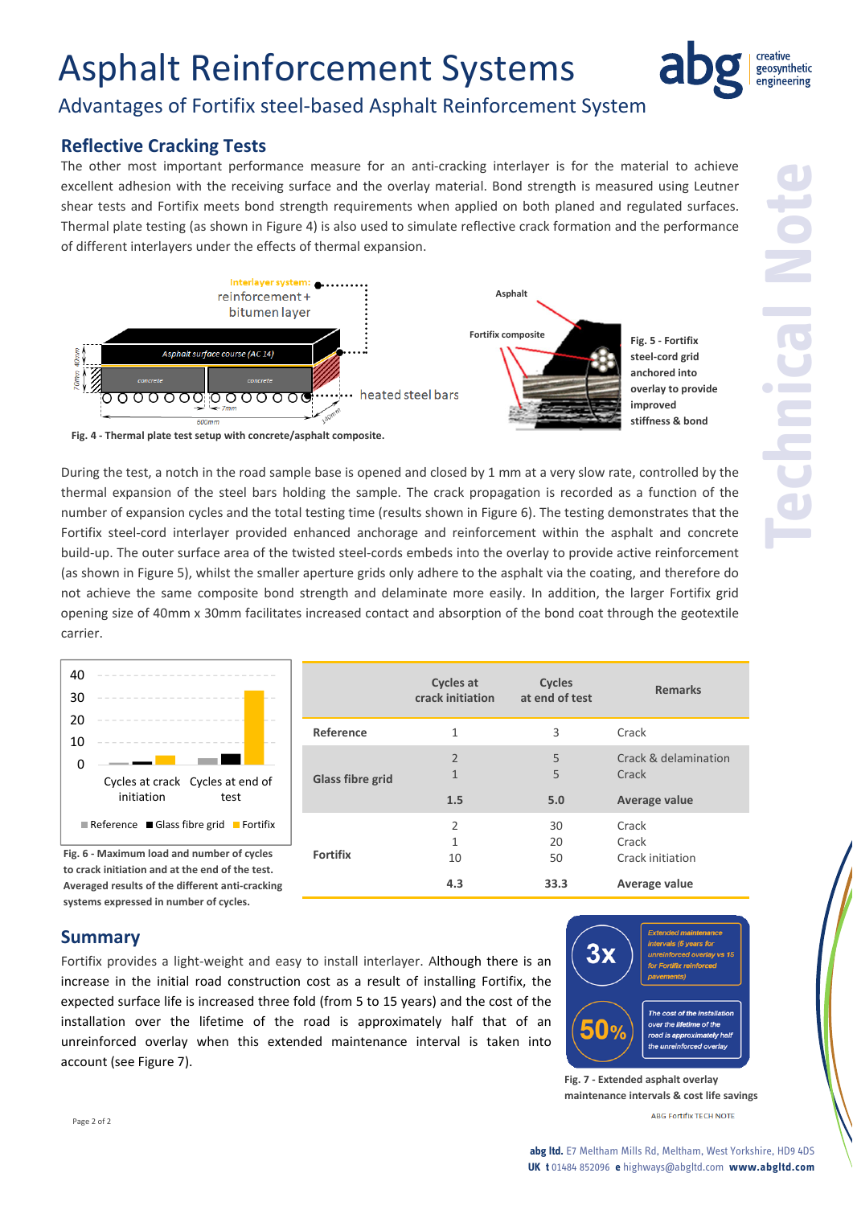# Asphalt Reinforcement Systems

Advantages of Fortifix steel-based Asphalt Reinforcement System

## Reflective Cracking Tests

The other most important performance measure for an anti-cracking interlayer is for the material to achieve excellent adhesion with the receiving surface and the overlay material. Bond strength is measured using Leutner shear tests and Fortifix meets bond strength requirements when applied on both planed and regulated surfaces. Thermal plate testing (as shown in Figure 4) is also used to simulate reflective crack formation and the performance of different interlayers under the effects of thermal expansion.

Interlayer system: reinforcement + bitumen layer

Asphalt surface course (AC 14)

concrete

concrete

heated steel bars

70mm

40mm

7mm

600mm

100mm

Fig. 4 - Thermal plate test setup with concrete/asphalt composite.

Asphalt

Fortifix composite

Fig. 5 - Fortifix steel-cord grid anchored into overlay to provide improved stiffness & bond

During the test, a notch in the road sample base is opened and closed by 1 mm at a very slow rate, controlled by the thermal expansion of the steel bars holding the sample. The crack propagation is recorded as a function of the number of expansion cycles and the total testing time (results shown in Figure 6). The testing demonstrates that the Fortifix steel-cord interlayer provided enhanced anchorage and reinforcement within the asphalt and concrete build-up. The outer surface area of the twisted steel-cords embeds into the overlay to provide active reinforcement (as shown in Figure 5), whilst the smaller aperture grids only adhere to the asphalt via the coating, and therefore do not achieve the same composite bond strength and delaminate more easily. In addition, the larger Fortifix grid opening size of 40mm x 30mm facilitates increased contact and absorption of the bond coat through the geotextile carrier.

40
30
20
10
0

Cycles at crack initiation

Cycles at end of test

Reference ■ Glass fibre grid ■ Fortifix

Fig. 6 - Maximum load and number of cycles to crack initiation and at the end of the test. Averaged results of the different anti-cracking systems expressed in number of cycles.

| | Cycles at crack initiation | Cycles at end of test | Remarks |
|---|---|---|---|
| Reference | 1 | 3 | Crack |
| Glass fibre grid | 2 | 5 | Crack & delamination |
| | 1 | 5 | Crack |
| | **1.5** | **5.0** | **Average value** |
| Fortifix | 2 | 30 | Crack |
| | 1 | 20 | Crack |
| | 10 | 50 | Crack initiation |
| | **4.3** | **33.3** | **Average value** |

## Summary

Fortifix provides a light-weight and easy to install interlayer. Although there is an increase in the initial road construction cost as a result of installing Fortifix, the expected surface life is increased three fold (from 5 to 15 years) and the cost of the installation over the lifetime of the road is approximately half that of an unreinforced overlay when this extended maintenance interval is taken into account (see Figure 7).

3x — Extended maintenance intervals (5 years for unreinforced overlay vs 15 for Fortifix reinforced pavements)

50% — The cost of the installation over the lifetime of the road is approximately half the unreinforced overlay

Fig. 7 - Extended asphalt overlay maintenance intervals & cost life savings

**abg ltd.** E7 Meltham Mills Rd, Meltham, West Yorkshire, HD9 4DS
**UK t** 01484 852096 **e** highways@abgltd.com **www.abgltd.com**